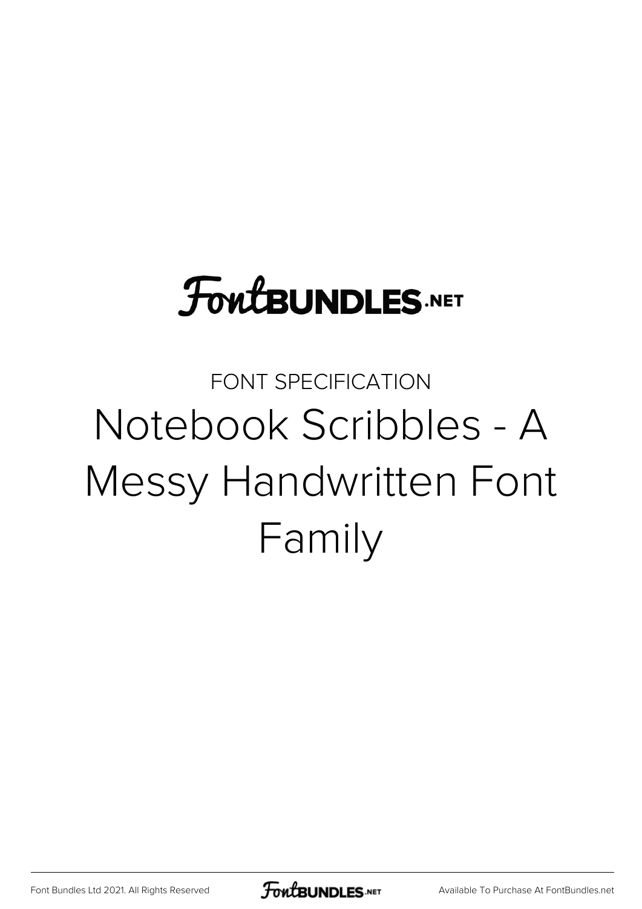# FontBUNDLES.NET

FONT SPECIFICATION

## Notebook Scribbles - A Messy Handwritten Font Family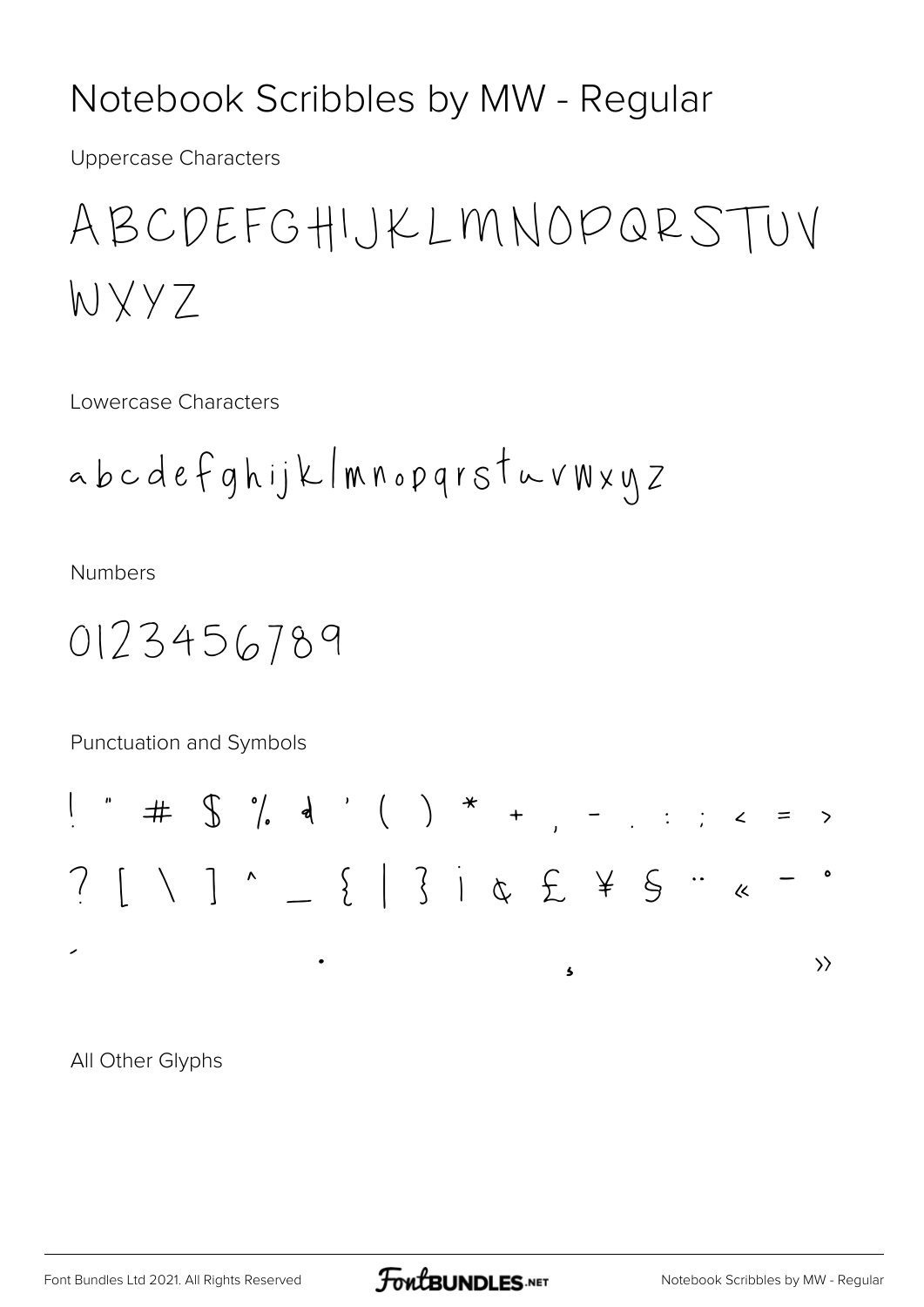# Notebook Scribbles by MW - Regular

Uppercase Characters

ABCDEFGHIJKLMNOPQRSTUV
WXYZ

Lowercase Characters

abcdefghijklmnopqrstuvwxyz

Numbers

0123456789

Punctuation and Symbols

! " # $ % & ' ( ) * + , - . : ; < = >
? [ \ ] ^ _ { | } ¡ ¢ £ ¥ § ¨ « - °
´ · ¸ »

All Other Glyphs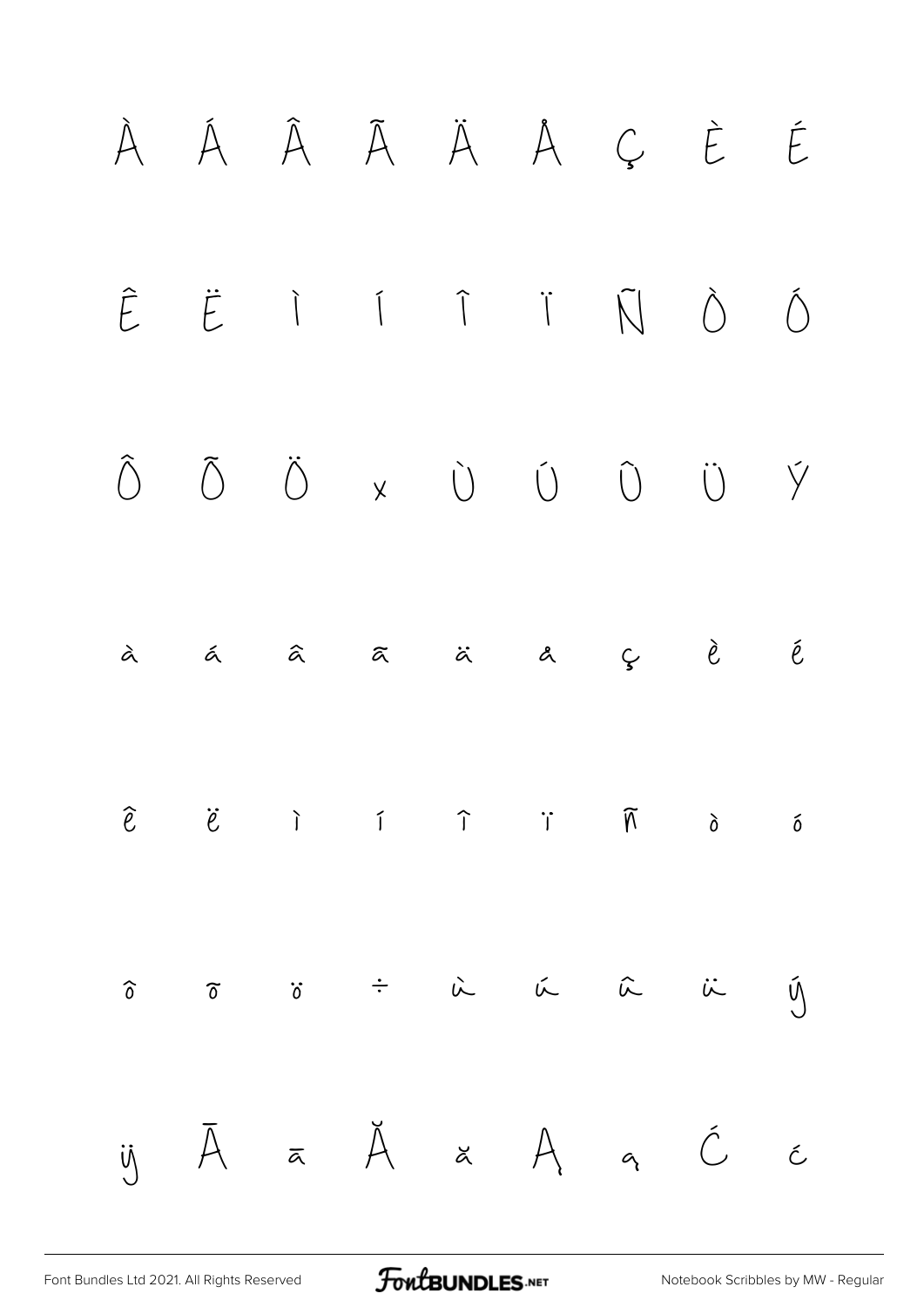À Á Â Ã Ä Å Ç È É

Ê Ë Ì Í Î Ï Ñ Ò Ó

Ô Õ Ö × Ù Ú Û Ü Ý

à á â ã ä å ç è é

ê ë ì í î ï ñ ò ó

ô õ ö ÷ ù ú û ü ý

ÿ Ā ā Ă ă Ą ą Ć ć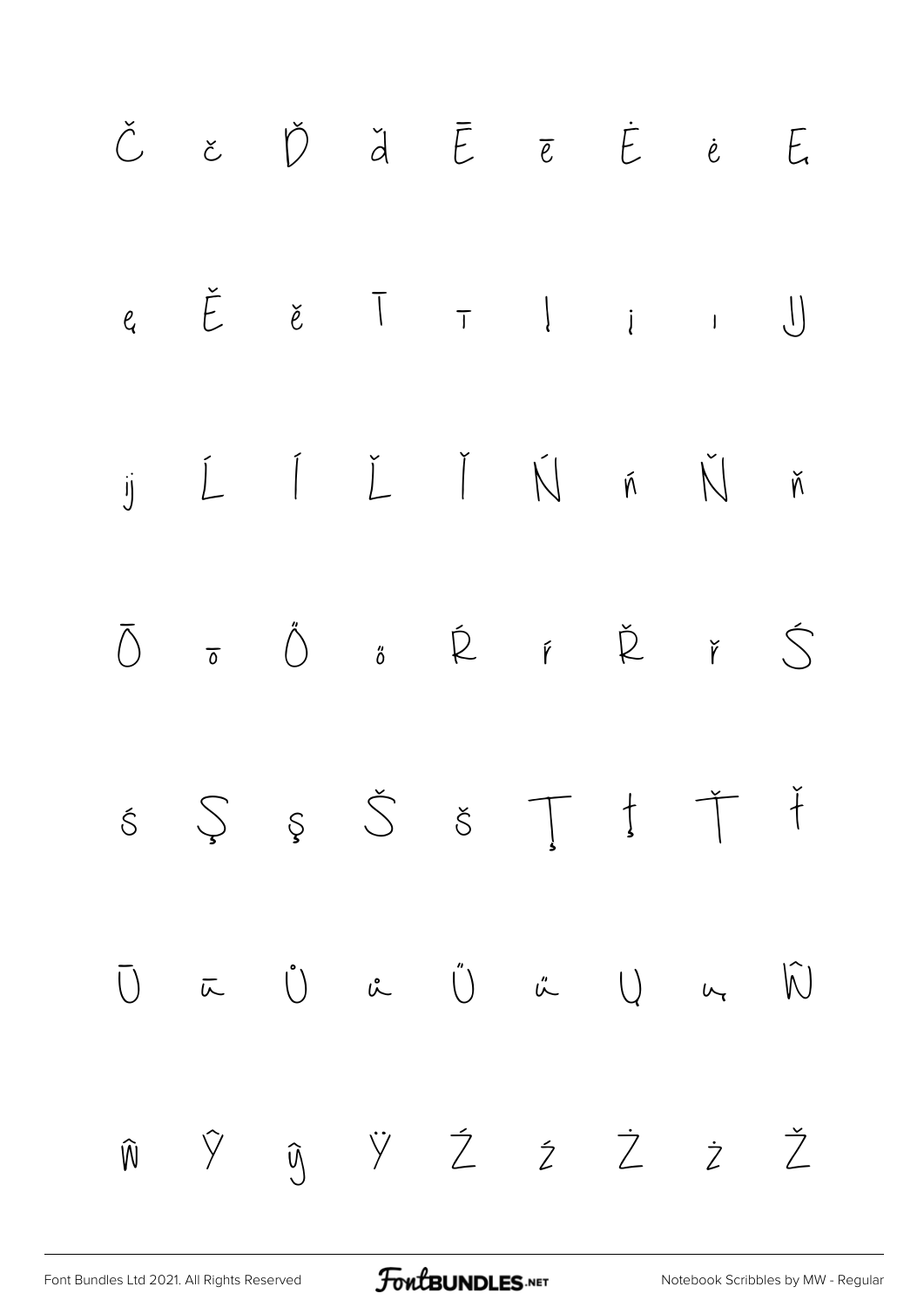Č č Ď ď Ē ē Ė ė Ę

ę Ě ě Ī ī Į į ı Ĳ

ĳ Ĺ ĺ Ľ ľ Ń ń Ň ň

Ō ō Ő ő Ŕ ŕ Ř ř Ś

ś Ş ş Š š Ţ ţ Ť ť

Ū ū Ů ů Ű ű Ų ų Ŵ

ŵ Ŷ ŷ Ÿ Ź ź Ż ż Ž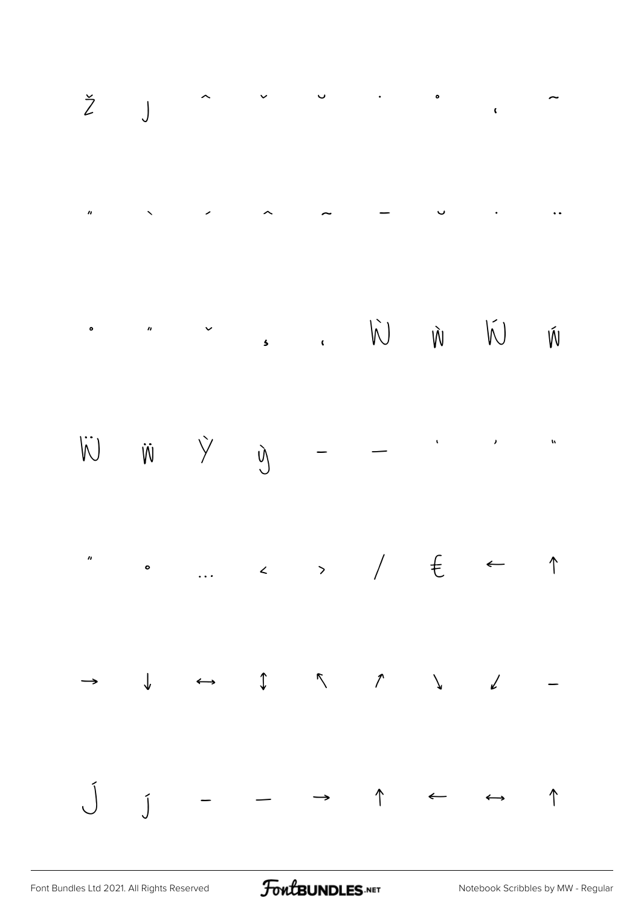Ž ȷ ˆ ˇ ˘ ˙ ˚ ˛ ˜

˝ ̀ ́ ̂ ̃ ̄ ̆ ̇ ̈

̊ ̋ ̌ ̦ ̨ Ẁ ẁ Ẃ ẃ

Ẅ ẅ Ỳ ỳ – — ' ' "

" • … ‹ › ⁄ € ← ↑

→ ↓ ↔ ↕ ↖ ↗ ↘ ↙ −

J́ j́ ‐ ― → ↑ ← ↔ ↑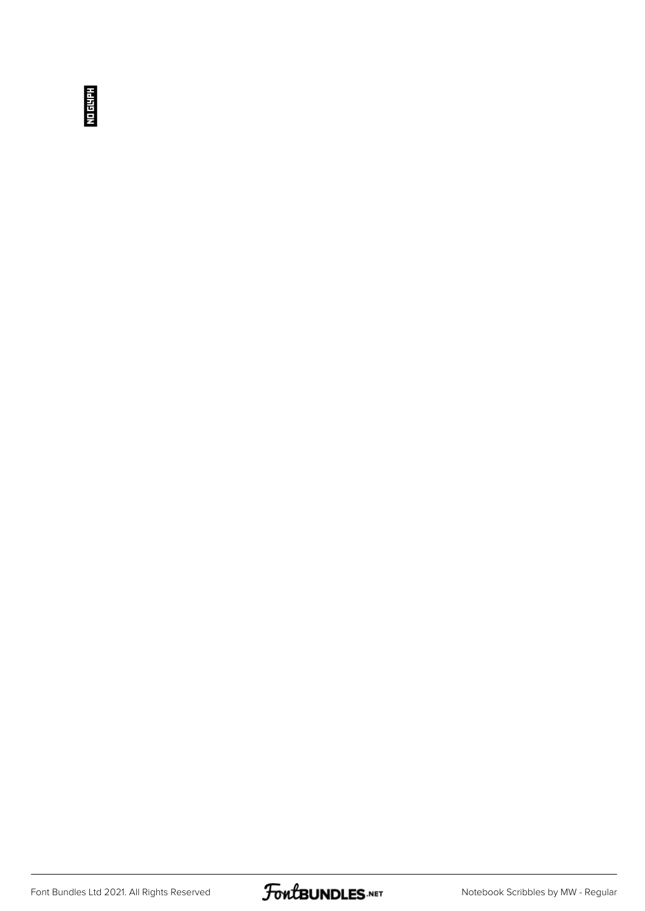NO GLYPH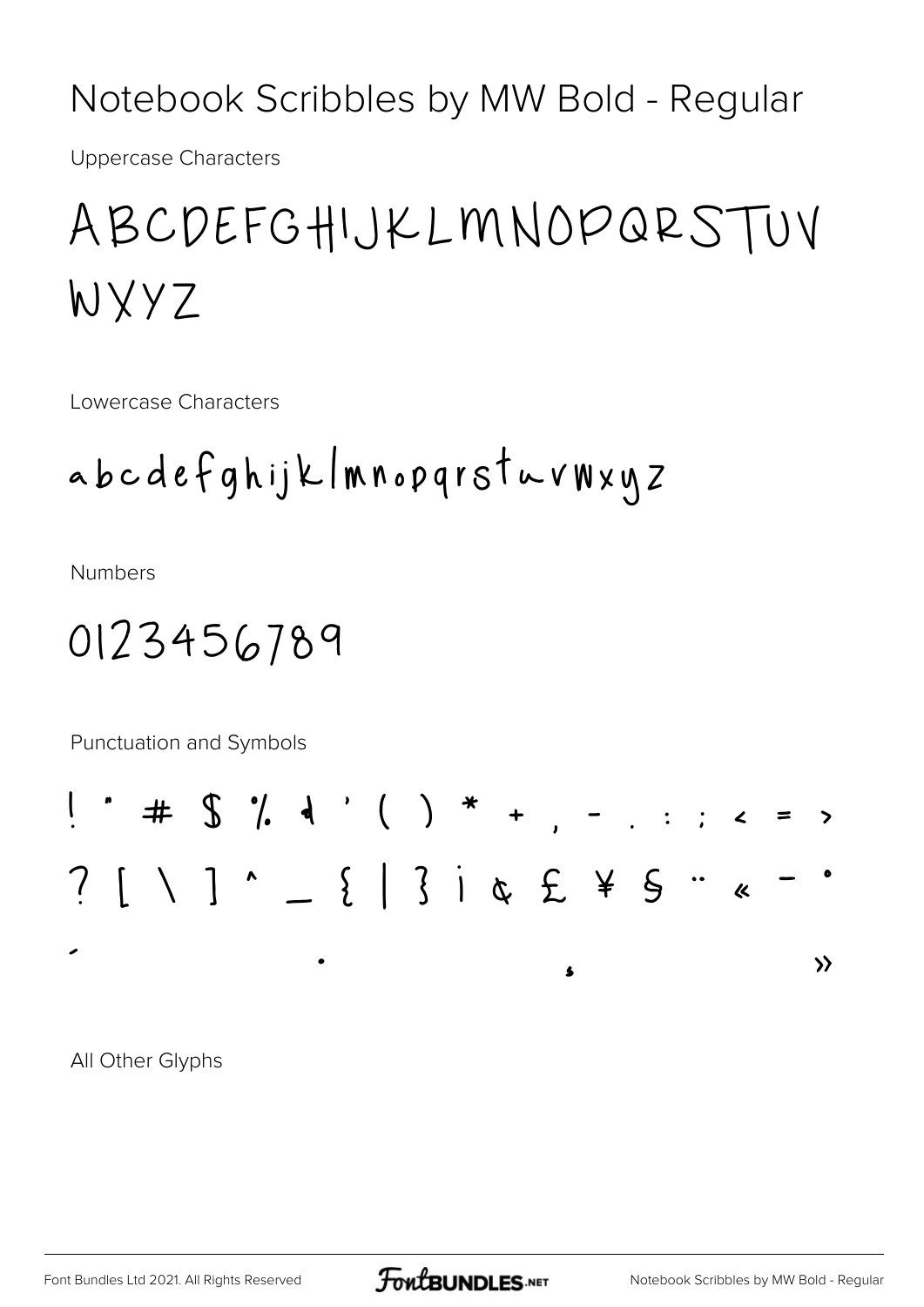# Notebook Scribbles by MW Bold - Regular

Uppercase Characters

ABCDEFGHIJKLMNOPQRSTUV
WXYZ

Lowercase Characters

abcdefghijklmnopqrstuvwxyz

Numbers

0123456789

Punctuation and Symbols

! " # $ % & ' ( ) * + , - . : ; < = >
? [ \ ] ^ _ { | } ¡ ¢ £ ¥ § ¨ « ­ °
´ · ¸ »

All Other Glyphs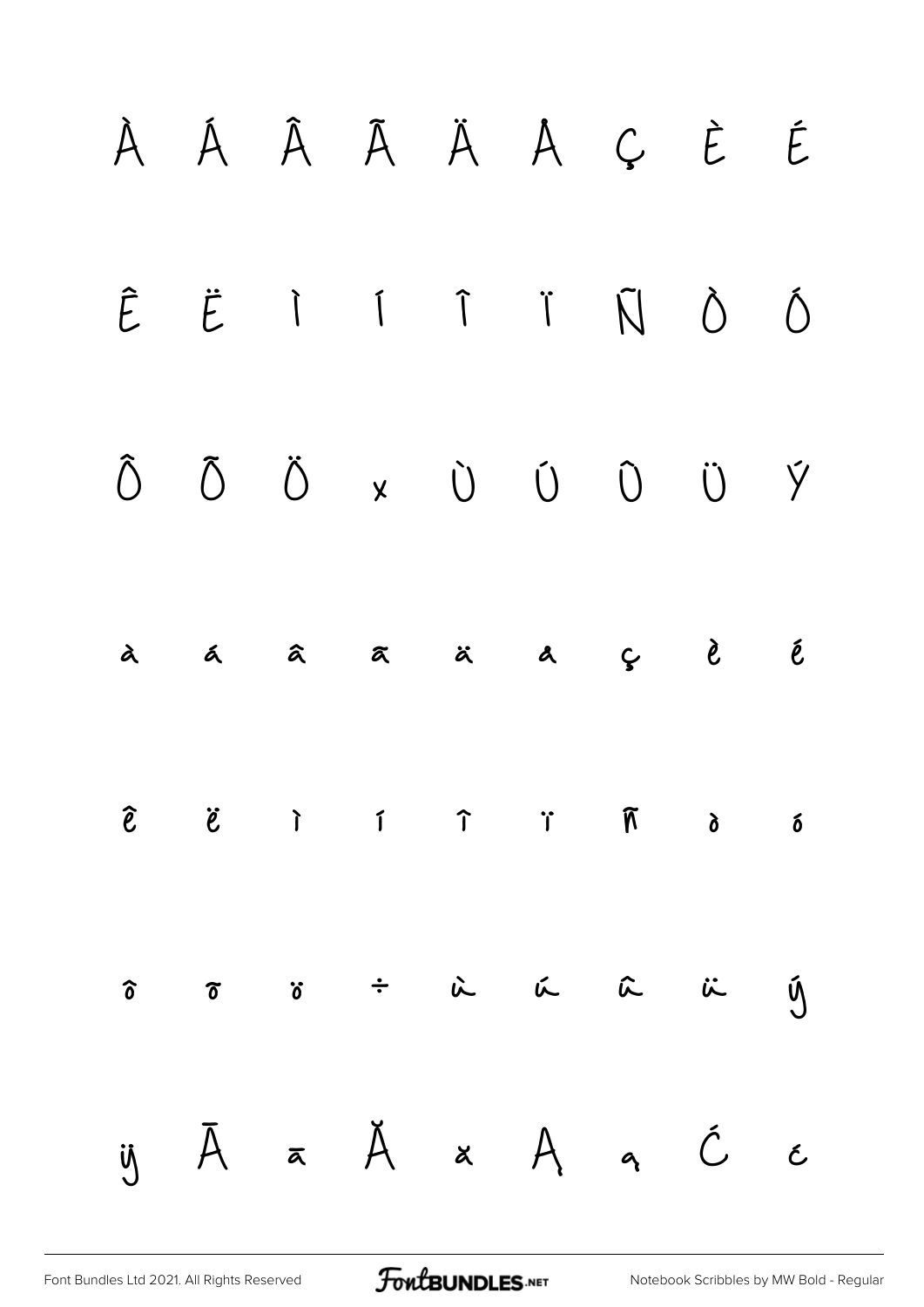À Á Â Ã Ä Å Ç È É

Ê Ë Ì Í Î Ï Ñ Ò Ó

Ô Õ Ö × Ù Ú Û Ü Ý

à á â ã ä å ç è é

ê ë ì í î ï ñ ò ó

ô õ ö ÷ ù ú û ü ý

ÿ Ā ā Ă ă Ą ą Ć ć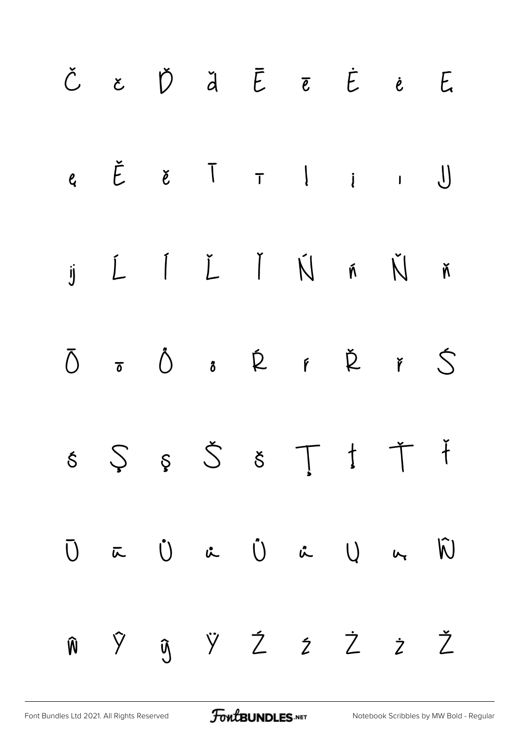Č č Ď ď Ē ē Ė ė Ę

ę Ě ě Ī ī Į į ı Ĳ

ĳ Ĺ Í Ľ Ǐ Ń ń Ň ň

Ō ō Ő ő Ŕ ŕ Ř ř Ś

ś Ş ş Š š Ţ ţ Ť ť

Ū ū Ů ů Ű ű Ų ų Ŵ

ŵ Ŷ ŷ Ÿ Ź ź Ż ż Ž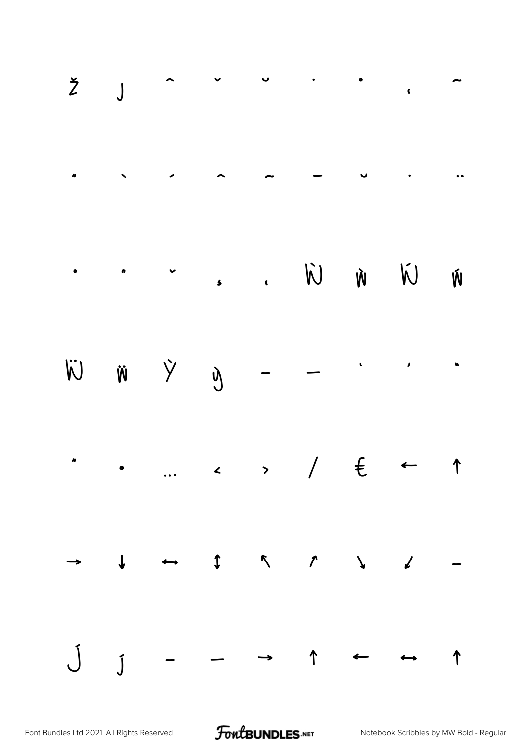Ž ȷ ˆ ˇ ˘ ˙ • ˛ ˜

˝ ˋ ˊ ˆ ˜ ˉ ˘ ˙ ¨

• ˝ ˇ ¸ ˛ Ẁ ẁ Ẃ ẃ

Ẅ ẅ Ỳ ỳ – — ' ' "

" • … ‹ › ⁄ € ← ↑

→ ↓ ↔ ↕ ↖ ↗ ↘ ↙ −

Ĵ ĵ - — → ↑ ← ↔ ↑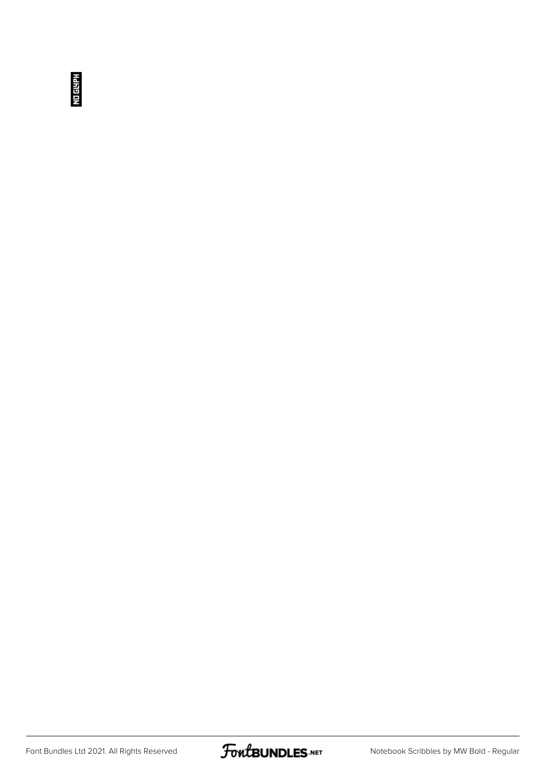NO GLYPH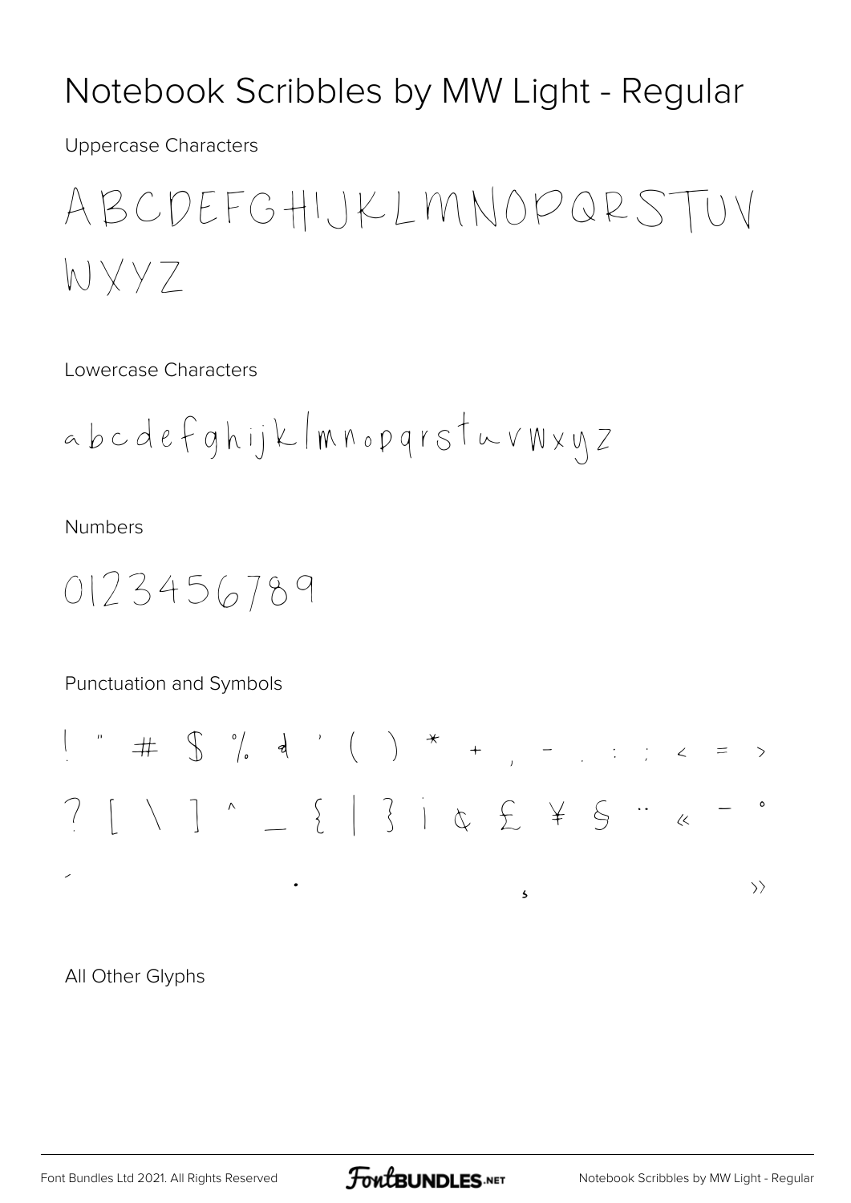# Notebook Scribbles by MW Light - Regular

Uppercase Characters

ABCDEFGHIJKLMNOPQRSTUV WXYZ

Lowercase Characters

abcdefghijklmnopqrstuvwxyz

Numbers

0123456789

Punctuation and Symbols

! " # $ % & ' ( ) * + , - . : ; < = > ? [ \ ] ^ _ { | } ¡ ¢ £ ¥ § ¨ « ¯ ° ´ · ¸ »

All Other Glyphs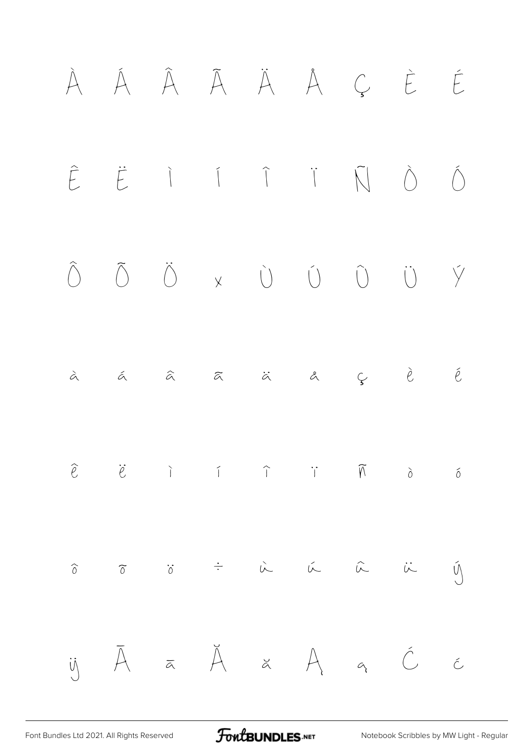À Á Â Ã Ä Å Ç È É

Ê Ë Ì Í Î Ï Ñ Ò Ó

Ô Õ Ö × Ù Ú Û Ü Ý

à á â ã ä å ç è é

ê ë ì í î ï ñ ò ó

ô õ ö ÷ ù ú û ü ý

ÿ Ā ā Ă ă Ą ą Ć ć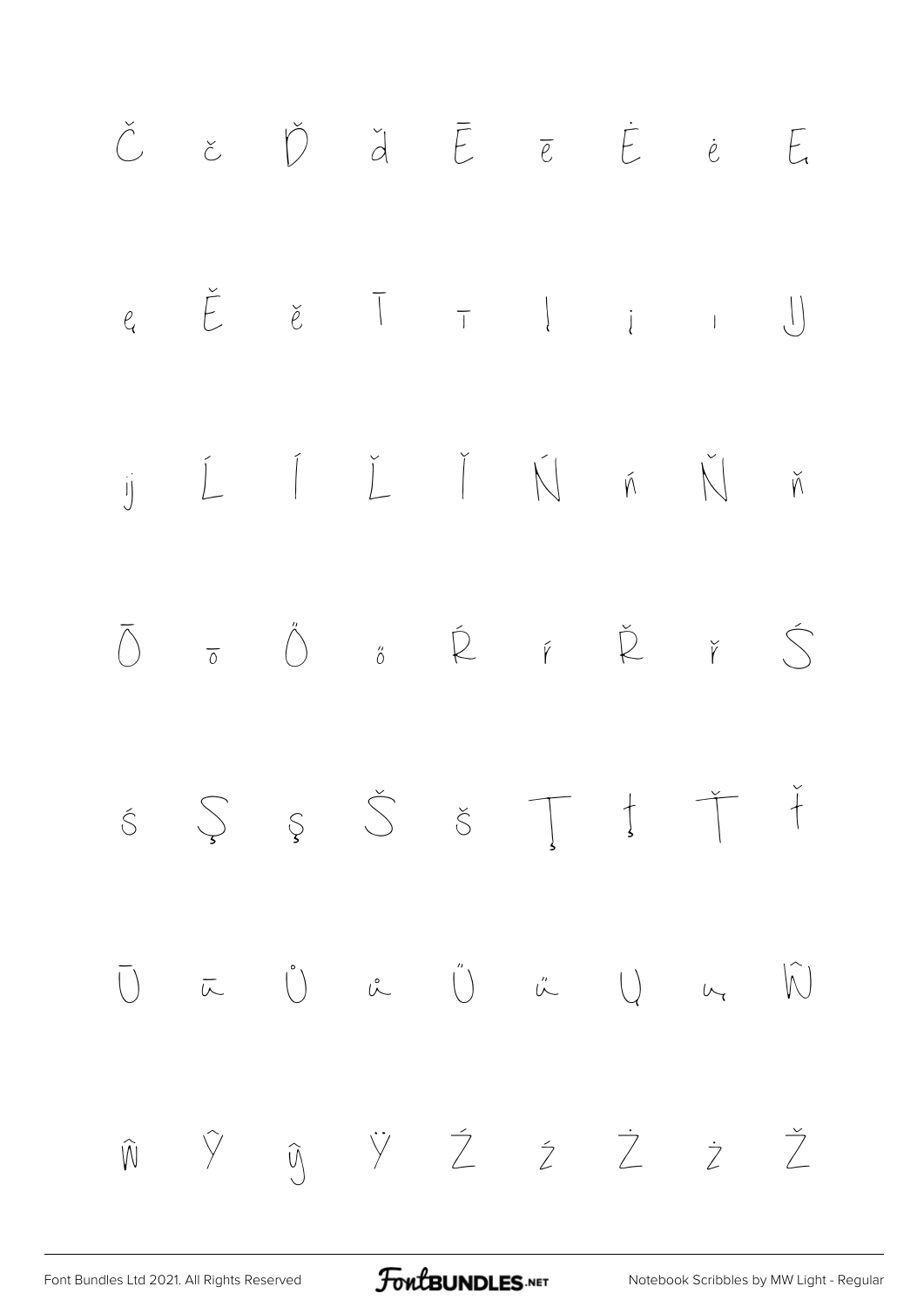Č č Ď ď Ē ē Ė ė Ę

ę Ě ě Ī ī Į į ı Ĳ

ĳ Ĺ ĺ Ľ ľ Ń ń Ň ň

Ō ō Ő ő Ŕ ŕ Ř ř Ś

ś Ş ş Š š Ţ ţ Ť ť

Ū ū Ů ů Ű ű Ų ų Ŵ

ŵ Ŷ ŷ Ÿ Ź ź Ż ż Ž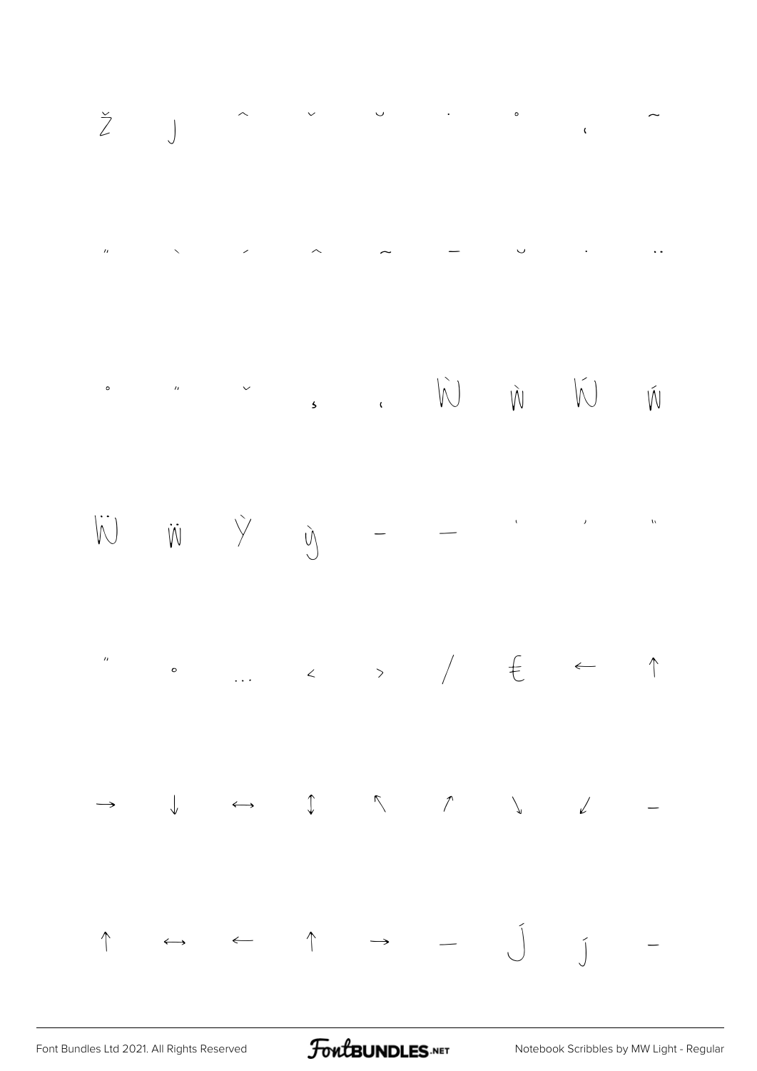Ž ȷ ˆ ˇ ˘ ˙ ˚ ˛ ˜

˝ ˋ ˊ ˆ ˜ ˉ ˘ ˙ ¨

˚ ˝ ˇ ̦ ˛ Ẁ ẁ Ẃ ẃ

Ẅ ẅ Ỳ ỳ – — ‘ ’ ‚

" • … ‹ › ⁄ € ← ↑

→ ↓ ↔ ↕ ↖ ↗ ↘ ↙ −

↑ ↔ ← ↑ → — Ĵ ĵ −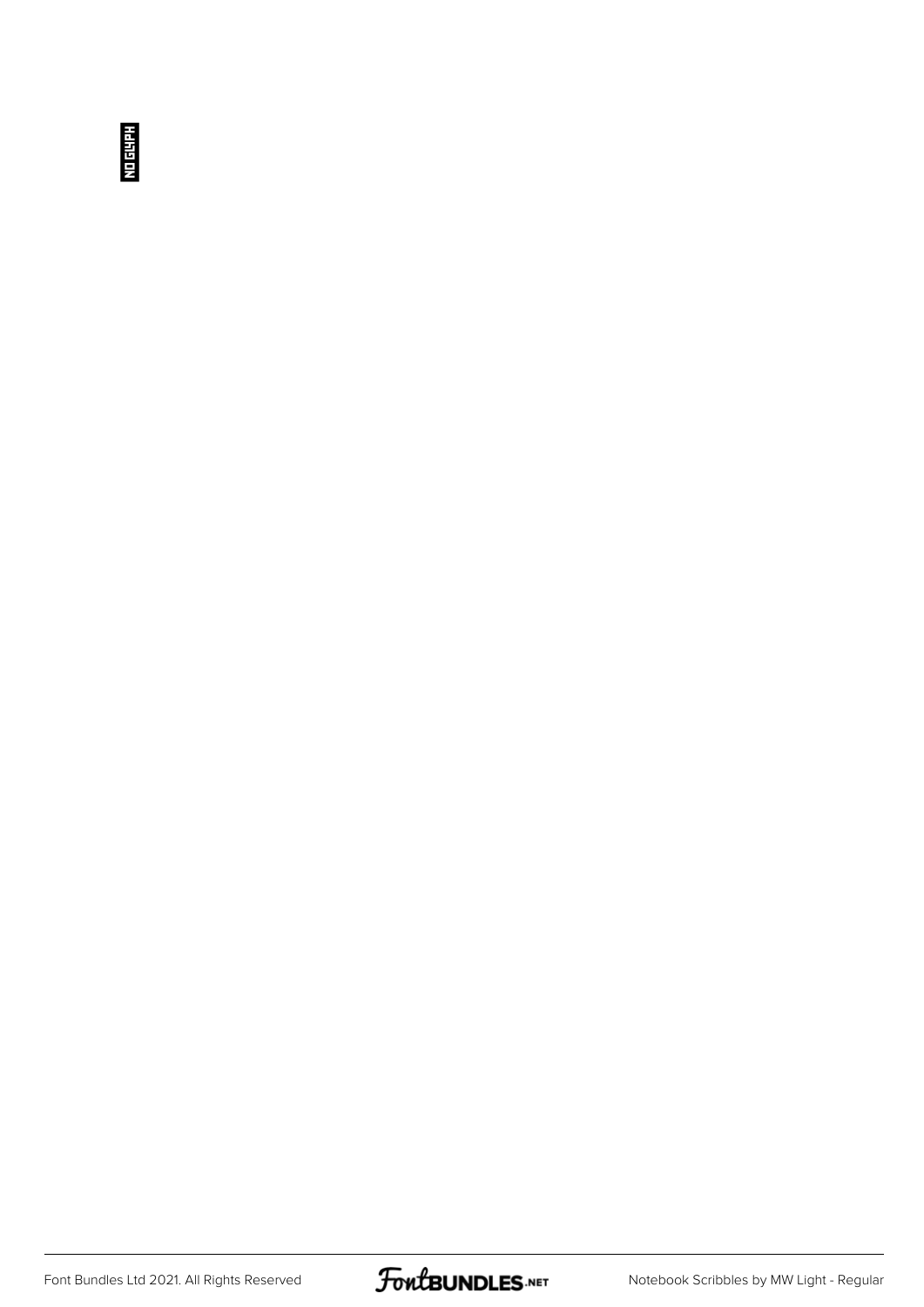NO GLYPH